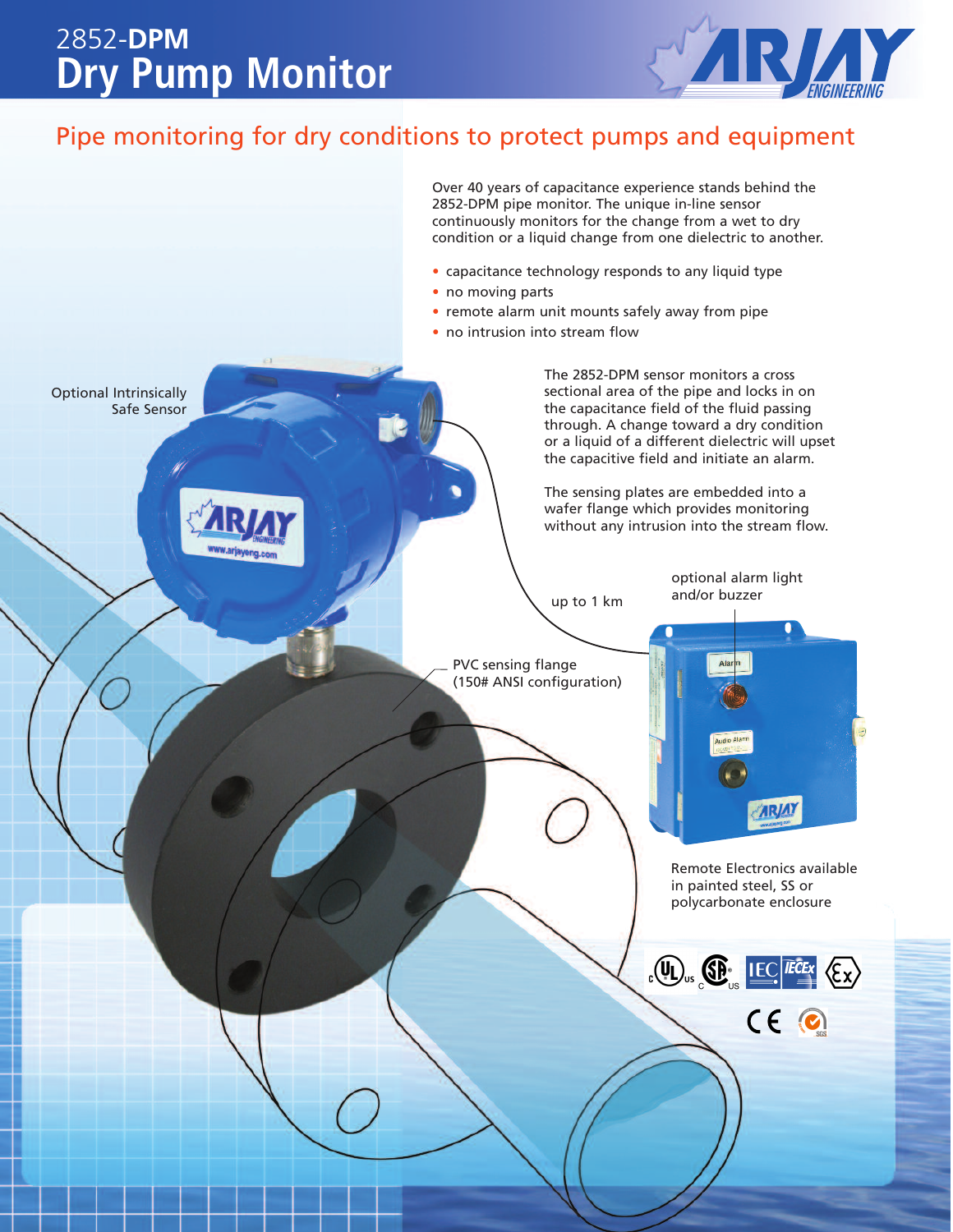# 2852-**DPM** Dry Pump Monitor

## Pipe monitoring for dry conditions to protect pumps and equipment

Over 40 years of capacitance experience stands behind the 2852-DPM pipe monitor. The unique in-line sensor continuously monitors for the change from a wet to dry condition or a liquid change from one dielectric to another.

- capacitance technology responds to any liquid type
- no moving parts
- remote alarm unit mounts safely away from pipe
- no intrusion into stream flow

The 2852-DPM sensor monitors a cross sectional area of the pipe and locks in on the capacitance field of the fluid passing through. A change toward a dry condition or a liquid of a different dielectric will upset the capacitive field and initiate an alarm.

The sensing plates are embedded into a wafer flange which provides monitoring without any intrusion into the stream flow.

Optional Intrinsically Safe Sensor

up to 1 km

optional alarm light and/or buzzer

PVC sensing flange (150# ANSI configuration)

Remote Electronics available in painted steel, SS or polycarbonate enclosure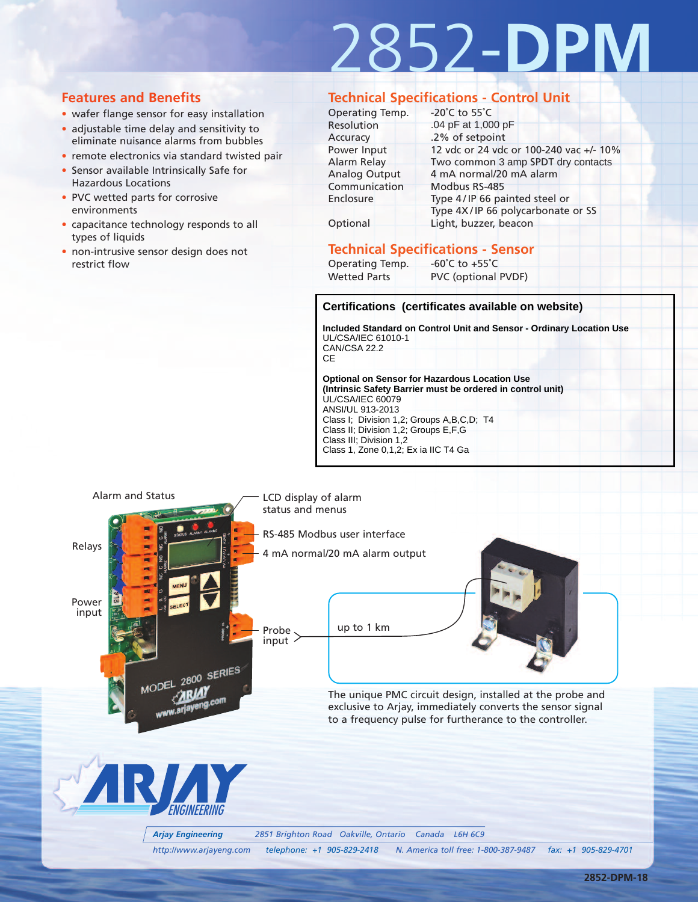# 2852-DPM

## Features and Benefits

- wafer flange sensor for easy installation
- adjustable time delay and sensitivity to eliminate nuisance alarms from bubbles
- remote electronics via standard twisted pair
- Sensor available Intrinsically Safe for Hazardous Locations
- PVC wetted parts for corrosive environments
- capacitance technology responds to all types of liquids
- non-intrusive sensor design does not restrict flow

## Technical Specifications - Control Unit

| | |
|---|---|
| Operating Temp. | -20˚C to 55˚C |
| Resolution | .04 pF at 1,000 pF |
| Accuracy | .2% of setpoint |
| Power Input | 12 vdc or 24 vdc or 100-240 vac +/- 10% |
| Alarm Relay | Two common 3 amp SPDT dry contacts |
| Analog Output | 4 mA normal/20 mA alarm |
| Communication | Modbus RS-485 |
| Enclosure | Type 4/IP 66 painted steel or Type 4X/IP 66 polycarbonate or SS |
| Optional | Light, buzzer, beacon |

## Technical Specifications - Sensor

| | |
|---|---|
| Operating Temp. | -60˚C to +55˚C |
| Wetted Parts | PVC (optional PVDF) |

### Certifications (certificates available on website)

**Included Standard on Control Unit and Sensor - Ordinary Location Use**
UL/CSA/IEC 61010-1
CAN/CSA 22.2
CE

**Optional on Sensor for Hazardous Location Use**
**(Intrinsic Safety Barrier must be ordered in control unit)**
UL/CSA/IEC 60079
ANSI/UL 913-2013
Class I; Division 1,2; Groups A,B,C,D; T4
Class II; Division 1,2; Groups E,F,G
Class III; Division 1,2
Class 1, Zone 0,1,2; Ex ia IIC T4 Ga

Alarm and Status
Relays
Power input
LCD display of alarm status and menus
RS-485 Modbus user interface
4 mA normal/20 mA alarm output
Probe input
up to 1 km

The unique PMC circuit design, installed at the probe and exclusive to Arjay, immediately converts the sensor signal to a frequency pulse for furtherance to the controller.

*Arjay Engineering* *2851 Brighton Road Oakville, Ontario Canada L6H 6C9*
*http://www.arjayeng.com telephone: +1 905-829-2418 N. America toll free: 1-800-387-9487 fax: +1 905-829-4701*

2852-DPM-18